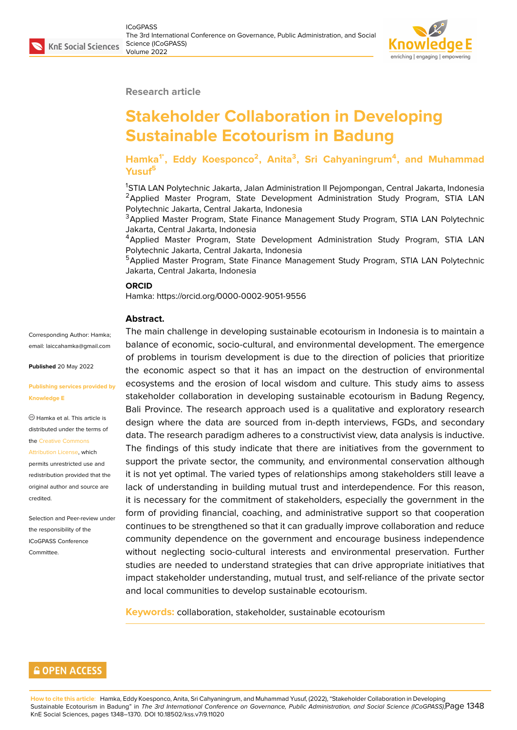Research article

# Stakeholder Collaboration in Developing Sustainable Ecotourism in Badung

**Hamka[1*], Eddy Koesponco[2], Anita[3], Sri Cahyaningrum[4], and Muhammad Yusuf[5]**

[1]STIA LAN Polytechnic Jakarta, Jalan Administration II Pejompongan, Central Jakarta, Indonesia
[2]Applied Master Program, State Development Administration Study Program, STIA LAN Polytechnic Jakarta, Central Jakarta, Indonesia
[3]Applied Master Program, State Finance Management Study Program, STIA LAN Polytechnic Jakarta, Central Jakarta, Indonesia
[4]Applied Master Program, State Development Administration Study Program, STIA LAN Polytechnic Jakarta, Central Jakarta, Indonesia
[5]Applied Master Program, State Finance Management Study Program, STIA LAN Polytechnic Jakarta, Central Jakarta, Indonesia

**ORCID**
Hamka: https://orcid.org/0000-0002-9051-9556

Corresponding Author: Hamka; email: laiccahamka@gmail.com

**Published** 20 May 2022

**Publishing services provided by Knowledge E**

© Hamka et al. This article is distributed under the terms of the Creative Commons Attribution License, which permits unrestricted use and redistribution provided that the original author and source are credited.

Selection and Peer-review under the responsibility of the ICoGPASS Conference Committee.

**Abstract.**

The main challenge in developing sustainable ecotourism in Indonesia is to maintain a balance of economic, socio-cultural, and environmental development. The emergence of problems in tourism development is due to the direction of policies that prioritize the economic aspect so that it has an impact on the destruction of environmental ecosystems and the erosion of local wisdom and culture. This study aims to assess stakeholder collaboration in developing sustainable ecotourism in Badung Regency, Bali Province. The research approach used is a qualitative and exploratory research design where the data are sourced from in-depth interviews, FGDs, and secondary data. The research paradigm adheres to a constructivist view, data analysis is inductive. The findings of this study indicate that there are initiatives from the government to support the private sector, the community, and environmental conservation although it is not yet optimal. The varied types of relationships among stakeholders still leave a lack of understanding in building mutual trust and interdependence. For this reason, it is necessary for the commitment of stakeholders, especially the government in the form of providing financial, coaching, and administrative support so that cooperation continues to be strengthened so that it can gradually improve collaboration and reduce community dependence on the government and encourage business independence without neglecting socio-cultural interests and environmental preservation. Further studies are needed to understand strategies that can drive appropriate initiatives that impact stakeholder understanding, mutual trust, and self-reliance of the private sector and local communities to develop sustainable ecotourism.

**Keywords:** collaboration, stakeholder, sustainable ecotourism

**How to cite this article**: Hamka, Eddy Koesponco, Anita, Sri Cahyaningrum, and Muhammad Yusuf, (2022), "Stakeholder Collaboration in Developing Sustainable Ecotourism in Badung" in *The 3rd International Conference on Governance, Public Administration, and Social Science (ICoGPASS)*, KnE Social Sciences, pages 1348–1370. DOI 10.18502/kss.v7i9.11020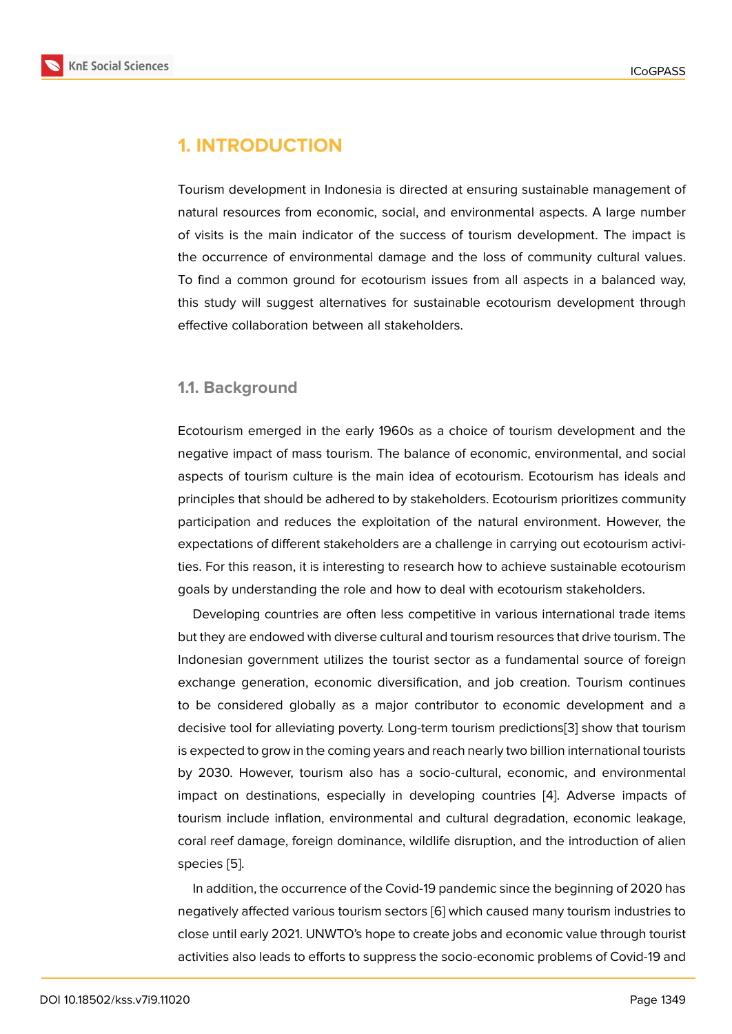# 1. INTRODUCTION

Tourism development in Indonesia is directed at ensuring sustainable management of natural resources from economic, social, and environmental aspects. A large number of visits is the main indicator of the success of tourism development. The impact is the occurrence of environmental damage and the loss of community cultural values. To find a common ground for ecotourism issues from all aspects in a balanced way, this study will suggest alternatives for sustainable ecotourism development through effective collaboration between all stakeholders.

## 1.1. Background

Ecotourism emerged in the early 1960s as a choice of tourism development and the negative impact of mass tourism. The balance of economic, environmental, and social aspects of tourism culture is the main idea of ecotourism. Ecotourism has ideals and principles that should be adhered to by stakeholders. Ecotourism prioritizes community participation and reduces the exploitation of the natural environment. However, the expectations of different stakeholders are a challenge in carrying out ecotourism activities. For this reason, it is interesting to research how to achieve sustainable ecotourism goals by understanding the role and how to deal with ecotourism stakeholders.

Developing countries are often less competitive in various international trade items but they are endowed with diverse cultural and tourism resources that drive tourism. The Indonesian government utilizes the tourist sector as a fundamental source of foreign exchange generation, economic diversification, and job creation. Tourism continues to be considered globally as a major contributor to economic development and a decisive tool for alleviating poverty. Long-term tourism predictions[3] show that tourism is expected to grow in the coming years and reach nearly two billion international tourists by 2030. However, tourism also has a socio-cultural, economic, and environmental impact on destinations, especially in developing countries [4]. Adverse impacts of tourism include inflation, environmental and cultural degradation, economic leakage, coral reef damage, foreign dominance, wildlife disruption, and the introduction of alien species [5].

In addition, the occurrence of the Covid-19 pandemic since the beginning of 2020 has negatively affected various tourism sectors [6] which caused many tourism industries to close until early 2021. UNWTO's hope to create jobs and economic value through tourist activities also leads to efforts to suppress the socio-economic problems of Covid-19 and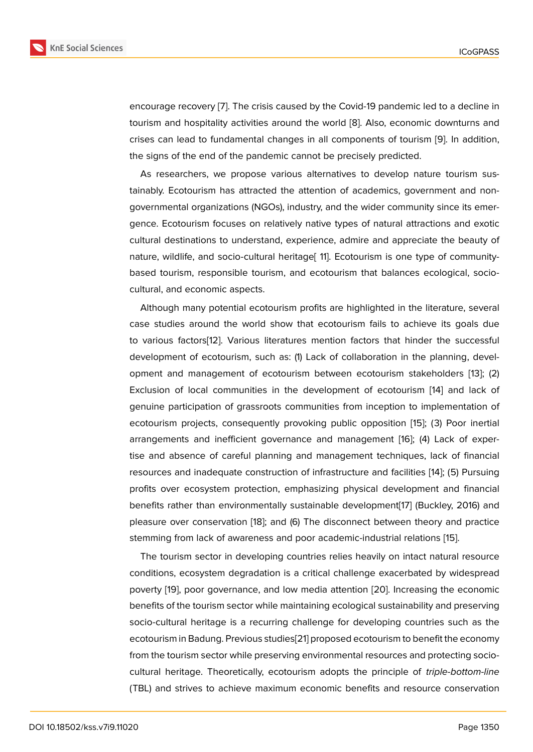encourage recovery [7]. The crisis caused by the Covid-19 pandemic led to a decline in tourism and hospitality activities around the world [8]. Also, economic downturns and crises can lead to fundamental changes in all components of tourism [9]. In addition, the signs of the end of the pandemic cannot be precisely predicted.

As researchers, we propose various alternatives to develop nature tourism sustainably. Ecotourism has attracted the attention of academics, government and non-governmental organizations (NGOs), industry, and the wider community since its emergence. Ecotourism focuses on relatively native types of natural attractions and exotic cultural destinations to understand, experience, admire and appreciate the beauty of nature, wildlife, and socio-cultural heritage[ 11]. Ecotourism is one type of community-based tourism, responsible tourism, and ecotourism that balances ecological, socio-cultural, and economic aspects.

Although many potential ecotourism profits are highlighted in the literature, several case studies around the world show that ecotourism fails to achieve its goals due to various factors[12]. Various literatures mention factors that hinder the successful development of ecotourism, such as: (1) Lack of collaboration in the planning, development and management of ecotourism between ecotourism stakeholders [13]; (2) Exclusion of local communities in the development of ecotourism [14] and lack of genuine participation of grassroots communities from inception to implementation of ecotourism projects, consequently provoking public opposition [15]; (3) Poor inertial arrangements and inefficient governance and management [16]; (4) Lack of expertise and absence of careful planning and management techniques, lack of financial resources and inadequate construction of infrastructure and facilities [14]; (5) Pursuing profits over ecosystem protection, emphasizing physical development and financial benefits rather than environmentally sustainable development[17] (Buckley, 2016) and pleasure over conservation [18]; and (6) The disconnect between theory and practice stemming from lack of awareness and poor academic-industrial relations [15].

The tourism sector in developing countries relies heavily on intact natural resource conditions, ecosystem degradation is a critical challenge exacerbated by widespread poverty [19], poor governance, and low media attention [20]. Increasing the economic benefits of the tourism sector while maintaining ecological sustainability and preserving socio-cultural heritage is a recurring challenge for developing countries such as the ecotourism in Badung. Previous studies[21] proposed ecotourism to benefit the economy from the tourism sector while preserving environmental resources and protecting socio-cultural heritage. Theoretically, ecotourism adopts the principle of *triple-bottom-line* (TBL) and strives to achieve maximum economic benefits and resource conservation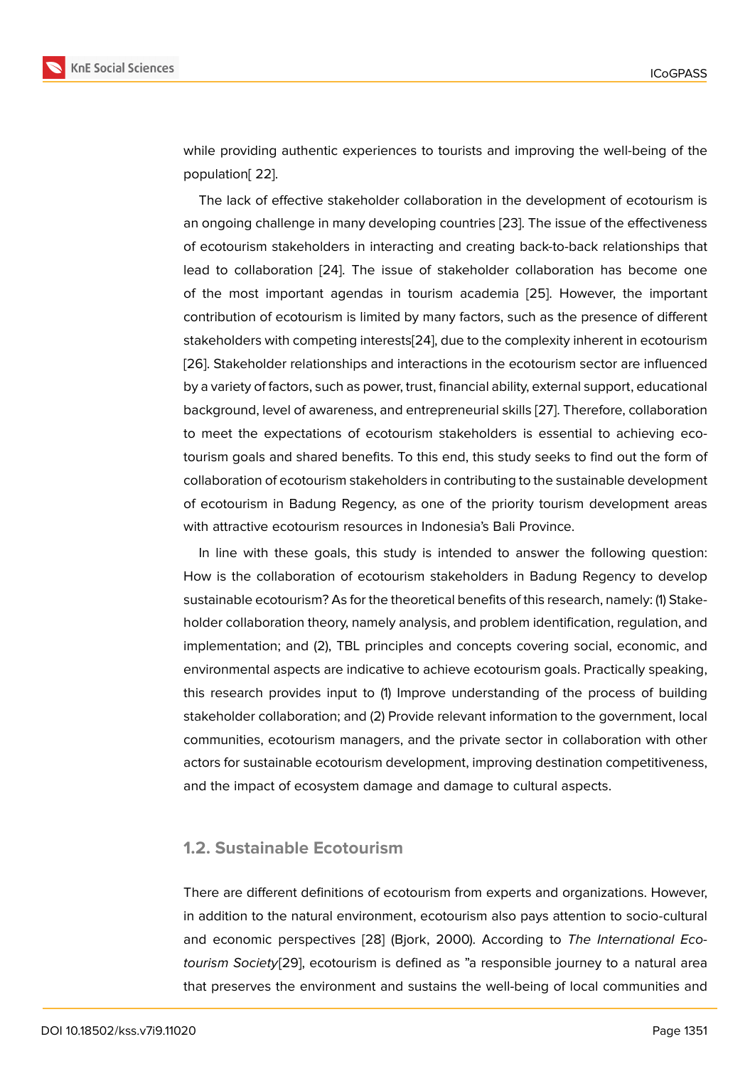while providing authentic experiences to tourists and improving the well-being of the population[ 22].

The lack of effective stakeholder collaboration in the development of ecotourism is an ongoing challenge in many developing countries [23]. The issue of the effectiveness of ecotourism stakeholders in interacting and creating back-to-back relationships that lead to collaboration [24]. The issue of stakeholder collaboration has become one of the most important agendas in tourism academia [25]. However, the important contribution of ecotourism is limited by many factors, such as the presence of different stakeholders with competing interests[24], due to the complexity inherent in ecotourism [26]. Stakeholder relationships and interactions in the ecotourism sector are influenced by a variety of factors, such as power, trust, financial ability, external support, educational background, level of awareness, and entrepreneurial skills [27]. Therefore, collaboration to meet the expectations of ecotourism stakeholders is essential to achieving eco-tourism goals and shared benefits. To this end, this study seeks to find out the form of collaboration of ecotourism stakeholders in contributing to the sustainable development of ecotourism in Badung Regency, as one of the priority tourism development areas with attractive ecotourism resources in Indonesia's Bali Province.

In line with these goals, this study is intended to answer the following question: How is the collaboration of ecotourism stakeholders in Badung Regency to develop sustainable ecotourism? As for the theoretical benefits of this research, namely: (1) Stake-holder collaboration theory, namely analysis, and problem identification, regulation, and implementation; and (2), TBL principles and concepts covering social, economic, and environmental aspects are indicative to achieve ecotourism goals. Practically speaking, this research provides input to (1) Improve understanding of the process of building stakeholder collaboration; and (2) Provide relevant information to the government, local communities, ecotourism managers, and the private sector in collaboration with other actors for sustainable ecotourism development, improving destination competitiveness, and the impact of ecosystem damage and damage to cultural aspects.

### 1.2. Sustainable Ecotourism

There are different definitions of ecotourism from experts and organizations. However, in addition to the natural environment, ecotourism also pays attention to socio-cultural and economic perspectives [28] (Bjork, 2000). According to *The International Eco-tourism Society*[29], ecotourism is defined as "a responsible journey to a natural area that preserves the environment and sustains the well-being of local communities and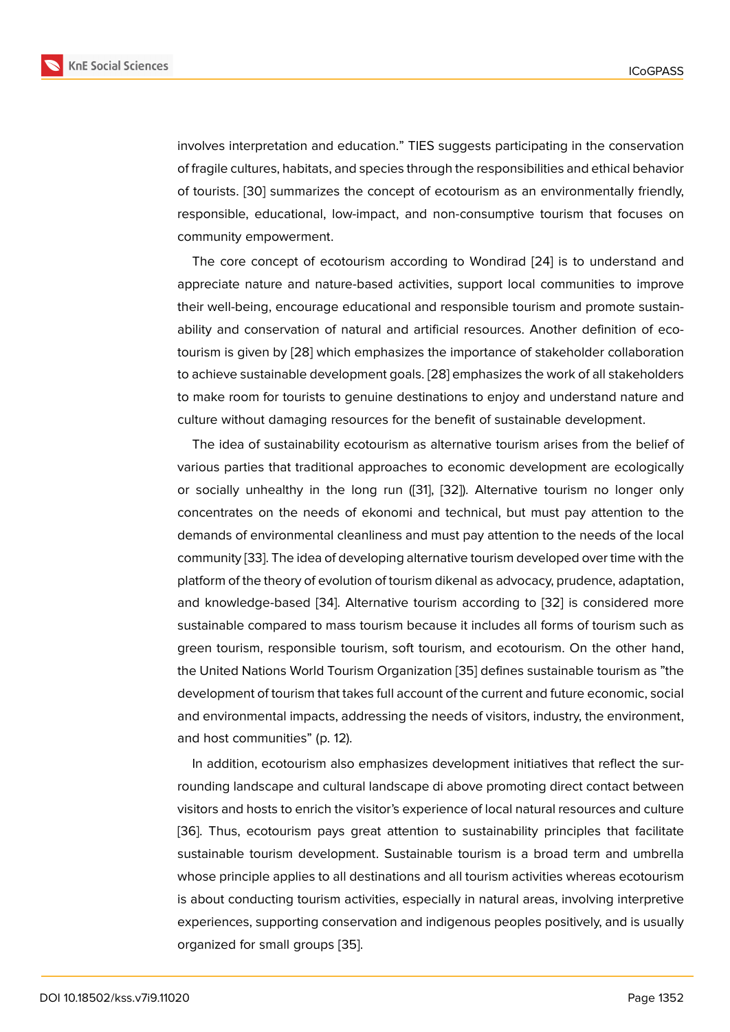involves interpretation and education." TIES suggests participating in the conservation of fragile cultures, habitats, and species through the responsibilities and ethical behavior of tourists. [30] summarizes the concept of ecotourism as an environmentally friendly, responsible, educational, low-impact, and non-consumptive tourism that focuses on community empowerment.

The core concept of ecotourism according to Wondirad [24] is to understand and appreciate nature and nature-based activities, support local communities to improve their well-being, encourage educational and responsible tourism and promote sustainability and conservation of natural and artificial resources. Another definition of ecotourism is given by [28] which emphasizes the importance of stakeholder collaboration to achieve sustainable development goals. [28] emphasizes the work of all stakeholders to make room for tourists to genuine destinations to enjoy and understand nature and culture without damaging resources for the benefit of sustainable development.

The idea of sustainability ecotourism as alternative tourism arises from the belief of various parties that traditional approaches to economic development are ecologically or socially unhealthy in the long run ([31], [32]). Alternative tourism no longer only concentrates on the needs of ekonomi and technical, but must pay attention to the demands of environmental cleanliness and must pay attention to the needs of the local community [33]. The idea of developing alternative tourism developed over time with the platform of the theory of evolution of tourism dikenal as advocacy, prudence, adaptation, and knowledge-based [34]. Alternative tourism according to [32] is considered more sustainable compared to mass tourism because it includes all forms of tourism such as green tourism, responsible tourism, soft tourism, and ecotourism. On the other hand, the United Nations World Tourism Organization [35] defines sustainable tourism as "the development of tourism that takes full account of the current and future economic, social and environmental impacts, addressing the needs of visitors, industry, the environment, and host communities" (p. 12).

In addition, ecotourism also emphasizes development initiatives that reflect the surrounding landscape and cultural landscape di above promoting direct contact between visitors and hosts to enrich the visitor's experience of local natural resources and culture [36]. Thus, ecotourism pays great attention to sustainability principles that facilitate sustainable tourism development. Sustainable tourism is a broad term and umbrella whose principle applies to all destinations and all tourism activities whereas ecotourism is about conducting tourism activities, especially in natural areas, involving interpretive experiences, supporting conservation and indigenous peoples positively, and is usually organized for small groups [35].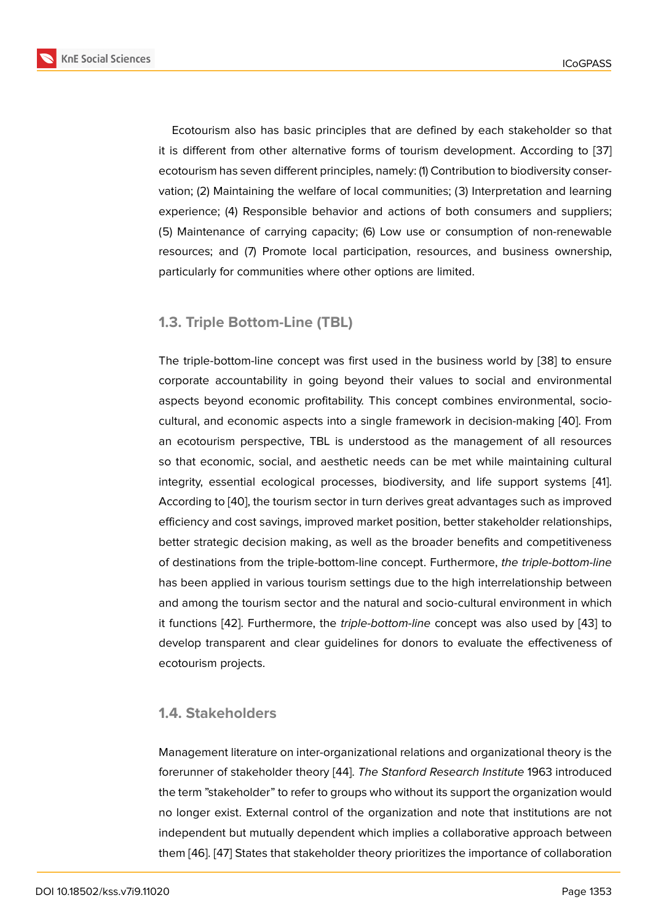Ecotourism also has basic principles that are defined by each stakeholder so that it is different from other alternative forms of tourism development. According to [37] ecotourism has seven different principles, namely: (1) Contribution to biodiversity conservation; (2) Maintaining the welfare of local communities; (3) Interpretation and learning experience; (4) Responsible behavior and actions of both consumers and suppliers; (5) Maintenance of carrying capacity; (6) Low use or consumption of non-renewable resources; and (7) Promote local participation, resources, and business ownership, particularly for communities where other options are limited.

### 1.3. Triple Bottom-Line (TBL)

The triple-bottom-line concept was first used in the business world by [38] to ensure corporate accountability in going beyond their values to social and environmental aspects beyond economic profitability. This concept combines environmental, socio-cultural, and economic aspects into a single framework in decision-making [40]. From an ecotourism perspective, TBL is understood as the management of all resources so that economic, social, and aesthetic needs can be met while maintaining cultural integrity, essential ecological processes, biodiversity, and life support systems [41]. According to [40], the tourism sector in turn derives great advantages such as improved efficiency and cost savings, improved market position, better stakeholder relationships, better strategic decision making, as well as the broader benefits and competitiveness of destinations from the triple-bottom-line concept. Furthermore, *the triple-bottom-line* has been applied in various tourism settings due to the high interrelationship between and among the tourism sector and the natural and socio-cultural environment in which it functions [42]. Furthermore, the *triple-bottom-line* concept was also used by [43] to develop transparent and clear guidelines for donors to evaluate the effectiveness of ecotourism projects.

### 1.4. Stakeholders

Management literature on inter-organizational relations and organizational theory is the forerunner of stakeholder theory [44]. *The Stanford Research Institute* 1963 introduced the term "stakeholder" to refer to groups who without its support the organization would no longer exist. External control of the organization and note that institutions are not independent but mutually dependent which implies a collaborative approach between them [46]. [47] States that stakeholder theory prioritizes the importance of collaboration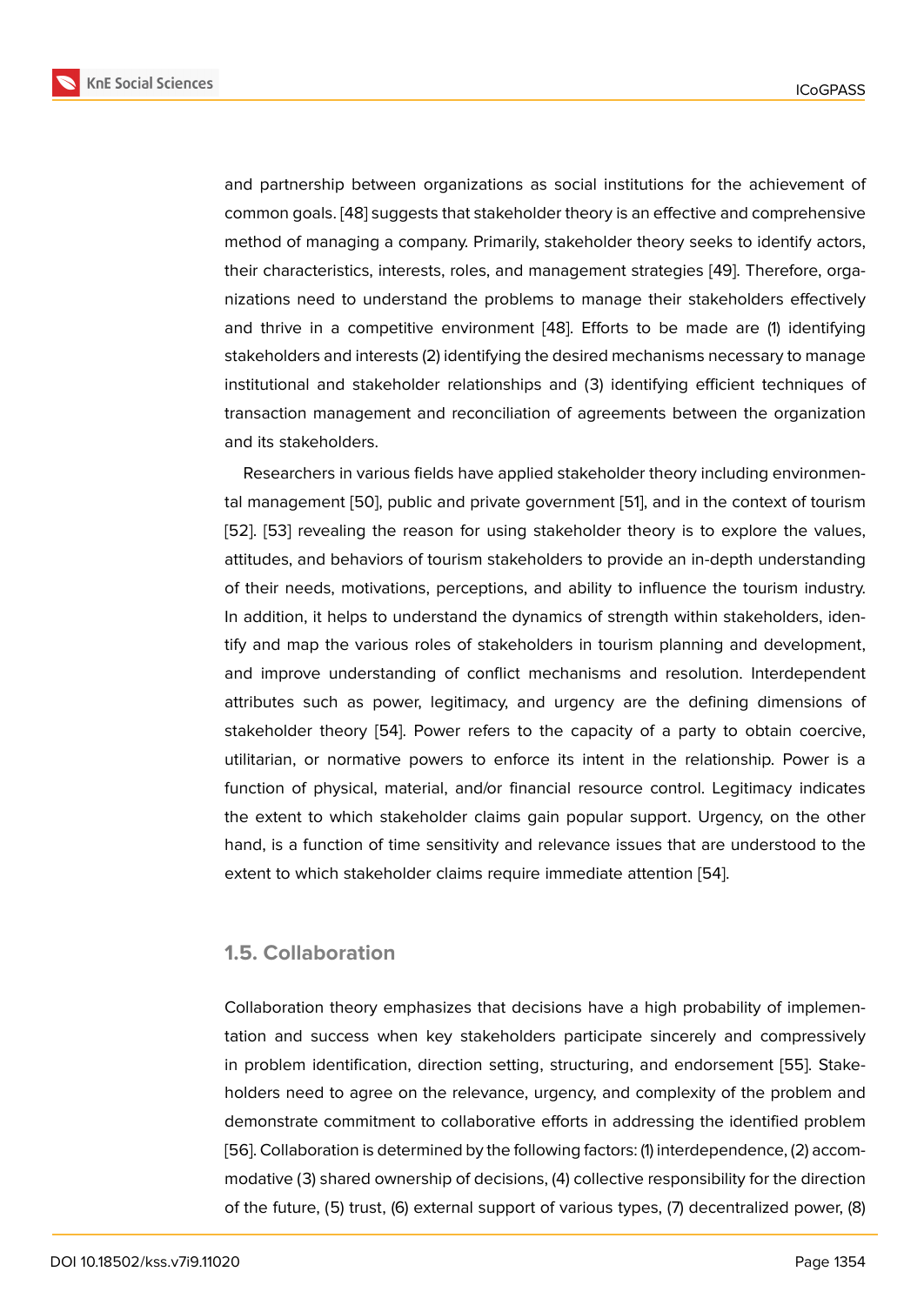and partnership between organizations as social institutions for the achievement of common goals. [48] suggests that stakeholder theory is an effective and comprehensive method of managing a company. Primarily, stakeholder theory seeks to identify actors, their characteristics, interests, roles, and management strategies [49]. Therefore, organizations need to understand the problems to manage their stakeholders effectively and thrive in a competitive environment [48]. Efforts to be made are (1) identifying stakeholders and interests (2) identifying the desired mechanisms necessary to manage institutional and stakeholder relationships and (3) identifying efficient techniques of transaction management and reconciliation of agreements between the organization and its stakeholders.

Researchers in various fields have applied stakeholder theory including environmental management [50], public and private government [51], and in the context of tourism [52]. [53] revealing the reason for using stakeholder theory is to explore the values, attitudes, and behaviors of tourism stakeholders to provide an in-depth understanding of their needs, motivations, perceptions, and ability to influence the tourism industry. In addition, it helps to understand the dynamics of strength within stakeholders, identify and map the various roles of stakeholders in tourism planning and development, and improve understanding of conflict mechanisms and resolution. Interdependent attributes such as power, legitimacy, and urgency are the defining dimensions of stakeholder theory [54]. Power refers to the capacity of a party to obtain coercive, utilitarian, or normative powers to enforce its intent in the relationship. Power is a function of physical, material, and/or financial resource control. Legitimacy indicates the extent to which stakeholder claims gain popular support. Urgency, on the other hand, is a function of time sensitivity and relevance issues that are understood to the extent to which stakeholder claims require immediate attention [54].

### 1.5. Collaboration

Collaboration theory emphasizes that decisions have a high probability of implementation and success when key stakeholders participate sincerely and compressively in problem identification, direction setting, structuring, and endorsement [55]. Stakeholders need to agree on the relevance, urgency, and complexity of the problem and demonstrate commitment to collaborative efforts in addressing the identified problem [56]. Collaboration is determined by the following factors: (1) interdependence, (2) accommodative (3) shared ownership of decisions, (4) collective responsibility for the direction of the future, (5) trust, (6) external support of various types, (7) decentralized power, (8)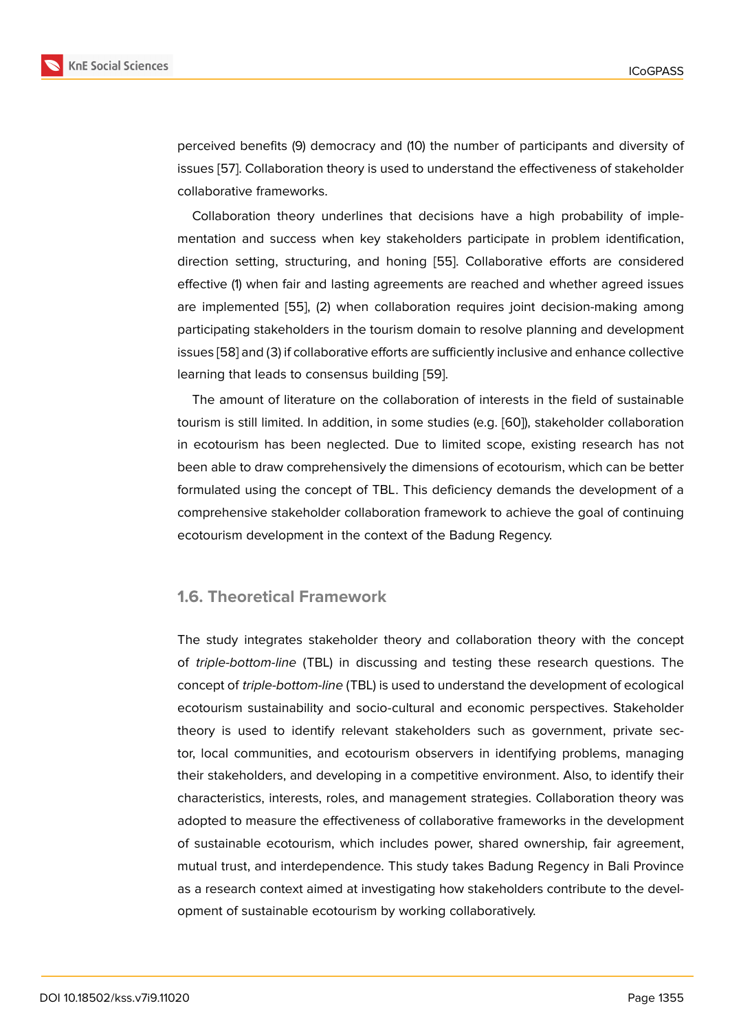perceived benefits (9) democracy and (10) the number of participants and diversity of issues [57]. Collaboration theory is used to understand the effectiveness of stakeholder collaborative frameworks.

Collaboration theory underlines that decisions have a high probability of implementation and success when key stakeholders participate in problem identification, direction setting, structuring, and honing [55]. Collaborative efforts are considered effective (1) when fair and lasting agreements are reached and whether agreed issues are implemented [55], (2) when collaboration requires joint decision-making among participating stakeholders in the tourism domain to resolve planning and development issues [58] and (3) if collaborative efforts are sufficiently inclusive and enhance collective learning that leads to consensus building [59].

The amount of literature on the collaboration of interests in the field of sustainable tourism is still limited. In addition, in some studies (e.g. [60]), stakeholder collaboration in ecotourism has been neglected. Due to limited scope, existing research has not been able to draw comprehensively the dimensions of ecotourism, which can be better formulated using the concept of TBL. This deficiency demands the development of a comprehensive stakeholder collaboration framework to achieve the goal of continuing ecotourism development in the context of the Badung Regency.

### 1.6. Theoretical Framework

The study integrates stakeholder theory and collaboration theory with the concept of *triple-bottom-line* (TBL) in discussing and testing these research questions. The concept of *triple-bottom-line* (TBL) is used to understand the development of ecological ecotourism sustainability and socio-cultural and economic perspectives. Stakeholder theory is used to identify relevant stakeholders such as government, private sector, local communities, and ecotourism observers in identifying problems, managing their stakeholders, and developing in a competitive environment. Also, to identify their characteristics, interests, roles, and management strategies. Collaboration theory was adopted to measure the effectiveness of collaborative frameworks in the development of sustainable ecotourism, which includes power, shared ownership, fair agreement, mutual trust, and interdependence. This study takes Badung Regency in Bali Province as a research context aimed at investigating how stakeholders contribute to the development of sustainable ecotourism by working collaboratively.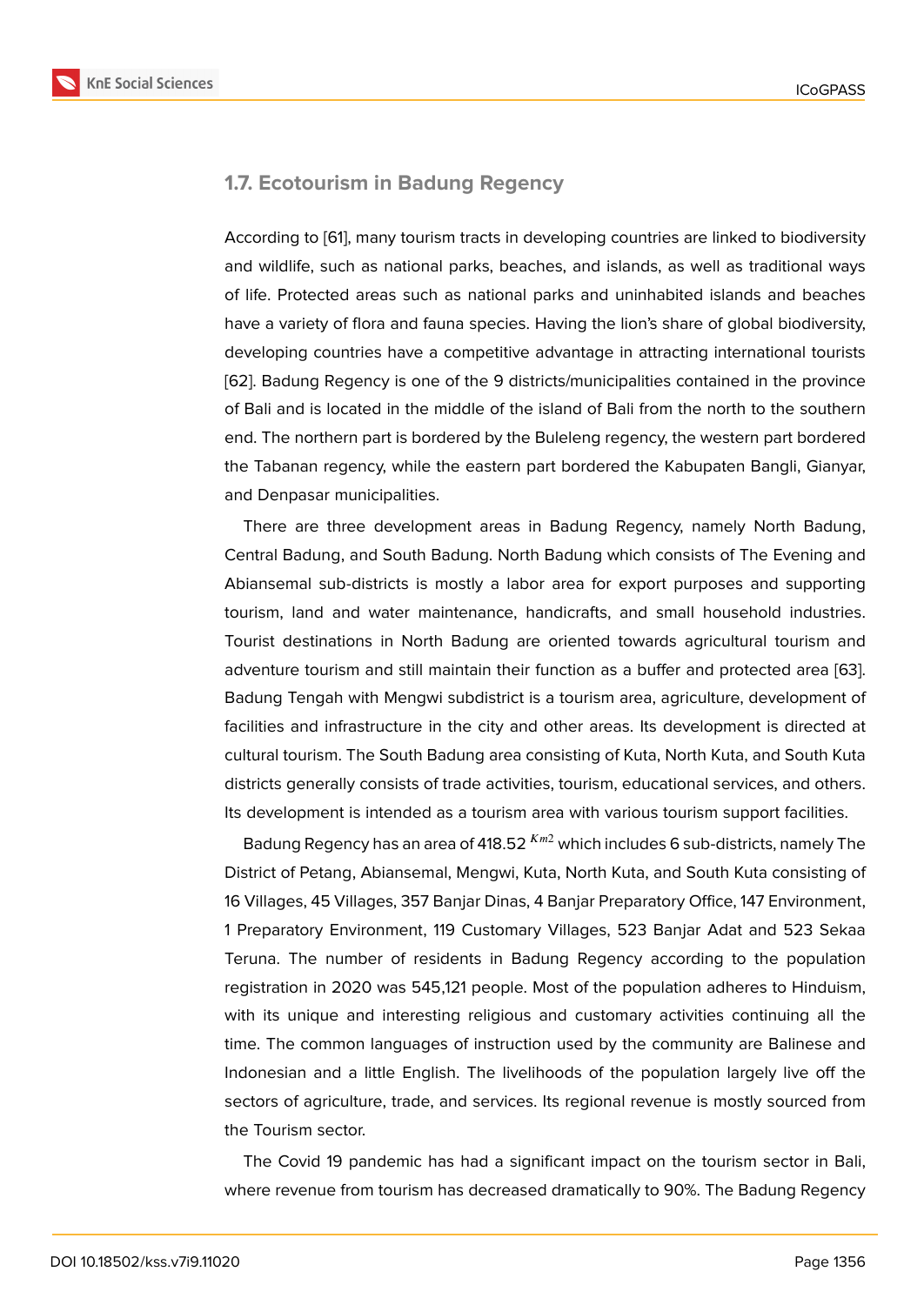### 1.7. Ecotourism in Badung Regency

According to [61], many tourism tracts in developing countries are linked to biodiversity and wildlife, such as national parks, beaches, and islands, as well as traditional ways of life. Protected areas such as national parks and uninhabited islands and beaches have a variety of flora and fauna species. Having the lion's share of global biodiversity, developing countries have a competitive advantage in attracting international tourists [62]. Badung Regency is one of the 9 districts/municipalities contained in the province of Bali and is located in the middle of the island of Bali from the north to the southern end. The northern part is bordered by the Buleleng regency, the western part bordered the Tabanan regency, while the eastern part bordered the Kabupaten Bangli, Gianyar, and Denpasar municipalities.

There are three development areas in Badung Regency, namely North Badung, Central Badung, and South Badung. North Badung which consists of The Evening and Abiansemal sub-districts is mostly a labor area for export purposes and supporting tourism, land and water maintenance, handicrafts, and small household industries. Tourist destinations in North Badung are oriented towards agricultural tourism and adventure tourism and still maintain their function as a buffer and protected area [63]. Badung Tengah with Mengwi subdistrict is a tourism area, agriculture, development of facilities and infrastructure in the city and other areas. Its development is directed at cultural tourism. The South Badung area consisting of Kuta, North Kuta, and South Kuta districts generally consists of trade activities, tourism, educational services, and others. Its development is intended as a tourism area with various tourism support facilities.

Badung Regency has an area of 418.52 $Km^2$ which includes 6 sub-districts, namely The District of Petang, Abiansemal, Mengwi, Kuta, North Kuta, and South Kuta consisting of 16 Villages, 45 Villages, 357 Banjar Dinas, 4 Banjar Preparatory Office, 147 Environment, 1 Preparatory Environment, 119 Customary Villages, 523 Banjar Adat and 523 Sekaa Teruna. The number of residents in Badung Regency according to the population registration in 2020 was 545,121 people. Most of the population adheres to Hinduism, with its unique and interesting religious and customary activities continuing all the time. The common languages of instruction used by the community are Balinese and Indonesian and a little English. The livelihoods of the population largely live off the sectors of agriculture, trade, and services. Its regional revenue is mostly sourced from the Tourism sector.

The Covid 19 pandemic has had a significant impact on the tourism sector in Bali, where revenue from tourism has decreased dramatically to 90%. The Badung Regency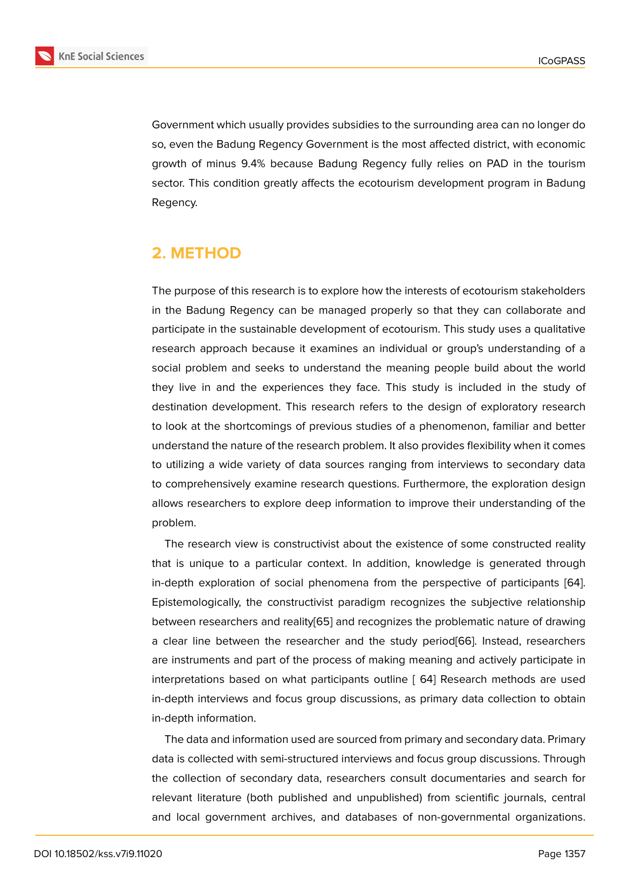Government which usually provides subsidies to the surrounding area can no longer do so, even the Badung Regency Government is the most affected district, with economic growth of minus 9.4% because Badung Regency fully relies on PAD in the tourism sector. This condition greatly affects the ecotourism development program in Badung Regency.

## 2. METHOD

The purpose of this research is to explore how the interests of ecotourism stakeholders in the Badung Regency can be managed properly so that they can collaborate and participate in the sustainable development of ecotourism. This study uses a qualitative research approach because it examines an individual or group's understanding of a social problem and seeks to understand the meaning people build about the world they live in and the experiences they face. This study is included in the study of destination development. This research refers to the design of exploratory research to look at the shortcomings of previous studies of a phenomenon, familiar and better understand the nature of the research problem. It also provides flexibility when it comes to utilizing a wide variety of data sources ranging from interviews to secondary data to comprehensively examine research questions. Furthermore, the exploration design allows researchers to explore deep information to improve their understanding of the problem.

The research view is constructivist about the existence of some constructed reality that is unique to a particular context. In addition, knowledge is generated through in-depth exploration of social phenomena from the perspective of participants [64]. Epistemologically, the constructivist paradigm recognizes the subjective relationship between researchers and reality[65] and recognizes the problematic nature of drawing a clear line between the researcher and the study period[66]. Instead, researchers are instruments and part of the process of making meaning and actively participate in interpretations based on what participants outline [ 64] Research methods are used in-depth interviews and focus group discussions, as primary data collection to obtain in-depth information.

The data and information used are sourced from primary and secondary data. Primary data is collected with semi-structured interviews and focus group discussions. Through the collection of secondary data, researchers consult documentaries and search for relevant literature (both published and unpublished) from scientific journals, central and local government archives, and databases of non-governmental organizations.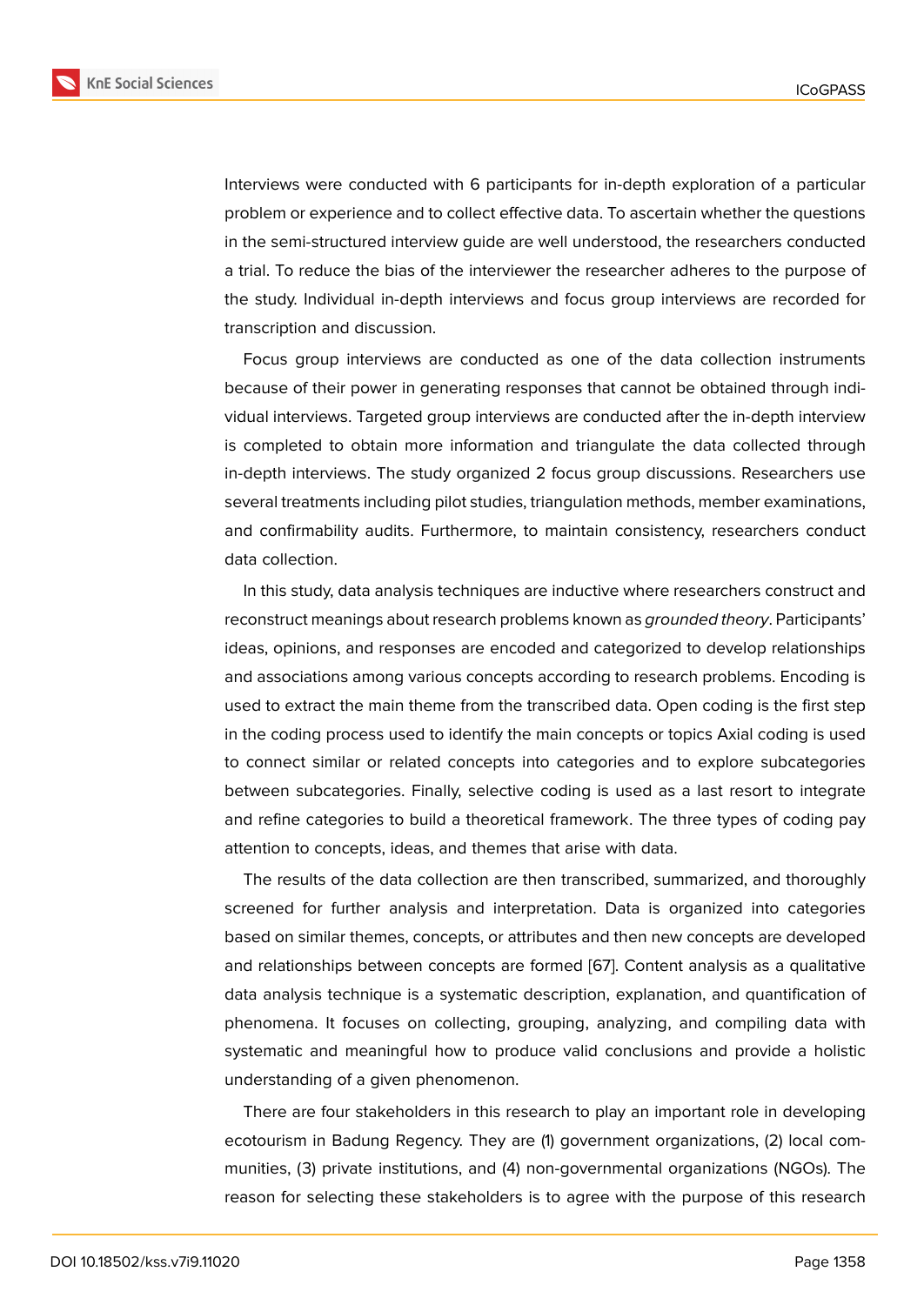Interviews were conducted with 6 participants for in-depth exploration of a particular problem or experience and to collect effective data. To ascertain whether the questions in the semi-structured interview guide are well understood, the researchers conducted a trial. To reduce the bias of the interviewer the researcher adheres to the purpose of the study. Individual in-depth interviews and focus group interviews are recorded for transcription and discussion.

Focus group interviews are conducted as one of the data collection instruments because of their power in generating responses that cannot be obtained through individual interviews. Targeted group interviews are conducted after the in-depth interview is completed to obtain more information and triangulate the data collected through in-depth interviews. The study organized 2 focus group discussions. Researchers use several treatments including pilot studies, triangulation methods, member examinations, and confirmability audits. Furthermore, to maintain consistency, researchers conduct data collection.

In this study, data analysis techniques are inductive where researchers construct and reconstruct meanings about research problems known as *grounded theory*. Participants' ideas, opinions, and responses are encoded and categorized to develop relationships and associations among various concepts according to research problems. Encoding is used to extract the main theme from the transcribed data. Open coding is the first step in the coding process used to identify the main concepts or topics Axial coding is used to connect similar or related concepts into categories and to explore subcategories between subcategories. Finally, selective coding is used as a last resort to integrate and refine categories to build a theoretical framework. The three types of coding pay attention to concepts, ideas, and themes that arise with data.

The results of the data collection are then transcribed, summarized, and thoroughly screened for further analysis and interpretation. Data is organized into categories based on similar themes, concepts, or attributes and then new concepts are developed and relationships between concepts are formed [67]. Content analysis as a qualitative data analysis technique is a systematic description, explanation, and quantification of phenomena. It focuses on collecting, grouping, analyzing, and compiling data with systematic and meaningful how to produce valid conclusions and provide a holistic understanding of a given phenomenon.

There are four stakeholders in this research to play an important role in developing ecotourism in Badung Regency. They are (1) government organizations, (2) local communities, (3) private institutions, and (4) non-governmental organizations (NGOs). The reason for selecting these stakeholders is to agree with the purpose of this research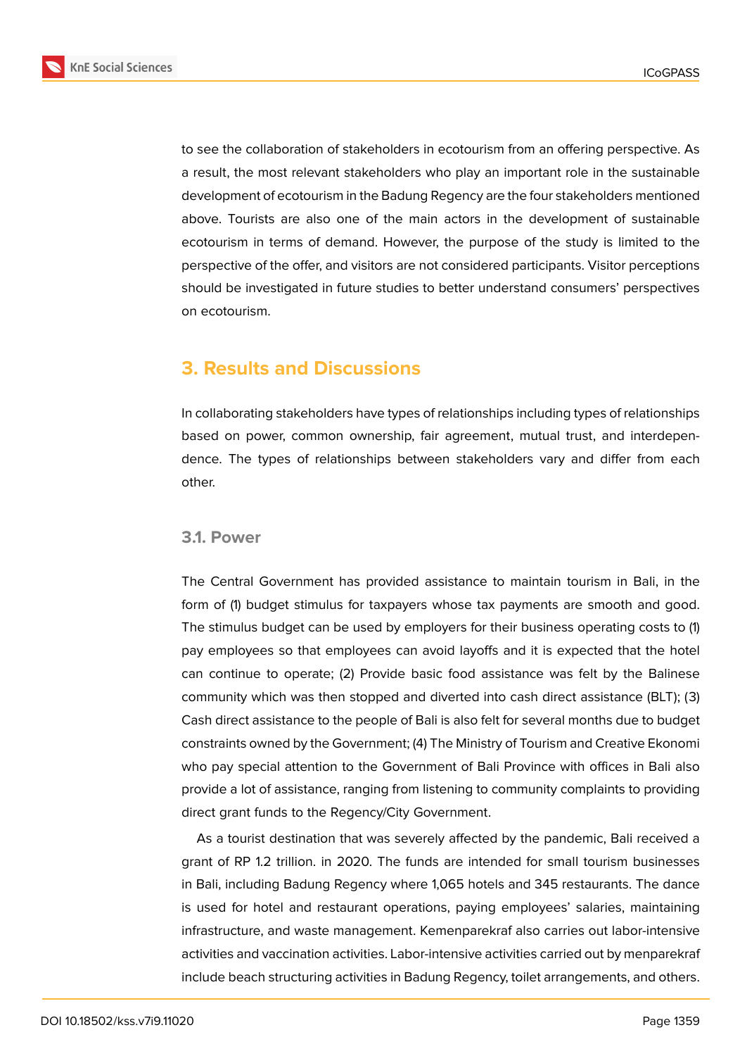to see the collaboration of stakeholders in ecotourism from an offering perspective. As a result, the most relevant stakeholders who play an important role in the sustainable development of ecotourism in the Badung Regency are the four stakeholders mentioned above. Tourists are also one of the main actors in the development of sustainable ecotourism in terms of demand. However, the purpose of the study is limited to the perspective of the offer, and visitors are not considered participants. Visitor perceptions should be investigated in future studies to better understand consumers' perspectives on ecotourism.

## 3. Results and Discussions

In collaborating stakeholders have types of relationships including types of relationships based on power, common ownership, fair agreement, mutual trust, and interdependence. The types of relationships between stakeholders vary and differ from each other.

### 3.1. Power

The Central Government has provided assistance to maintain tourism in Bali, in the form of (1) budget stimulus for taxpayers whose tax payments are smooth and good. The stimulus budget can be used by employers for their business operating costs to (1) pay employees so that employees can avoid layoffs and it is expected that the hotel can continue to operate; (2) Provide basic food assistance was felt by the Balinese community which was then stopped and diverted into cash direct assistance (BLT); (3) Cash direct assistance to the people of Bali is also felt for several months due to budget constraints owned by the Government; (4) The Ministry of Tourism and Creative Ekonomi who pay special attention to the Government of Bali Province with offices in Bali also provide a lot of assistance, ranging from listening to community complaints to providing direct grant funds to the Regency/City Government.

As a tourist destination that was severely affected by the pandemic, Bali received a grant of RP 1.2 trillion. in 2020. The funds are intended for small tourism businesses in Bali, including Badung Regency where 1,065 hotels and 345 restaurants. The dance is used for hotel and restaurant operations, paying employees' salaries, maintaining infrastructure, and waste management. Kemenparekraf also carries out labor-intensive activities and vaccination activities. Labor-intensive activities carried out by menparekraf include beach structuring activities in Badung Regency, toilet arrangements, and others.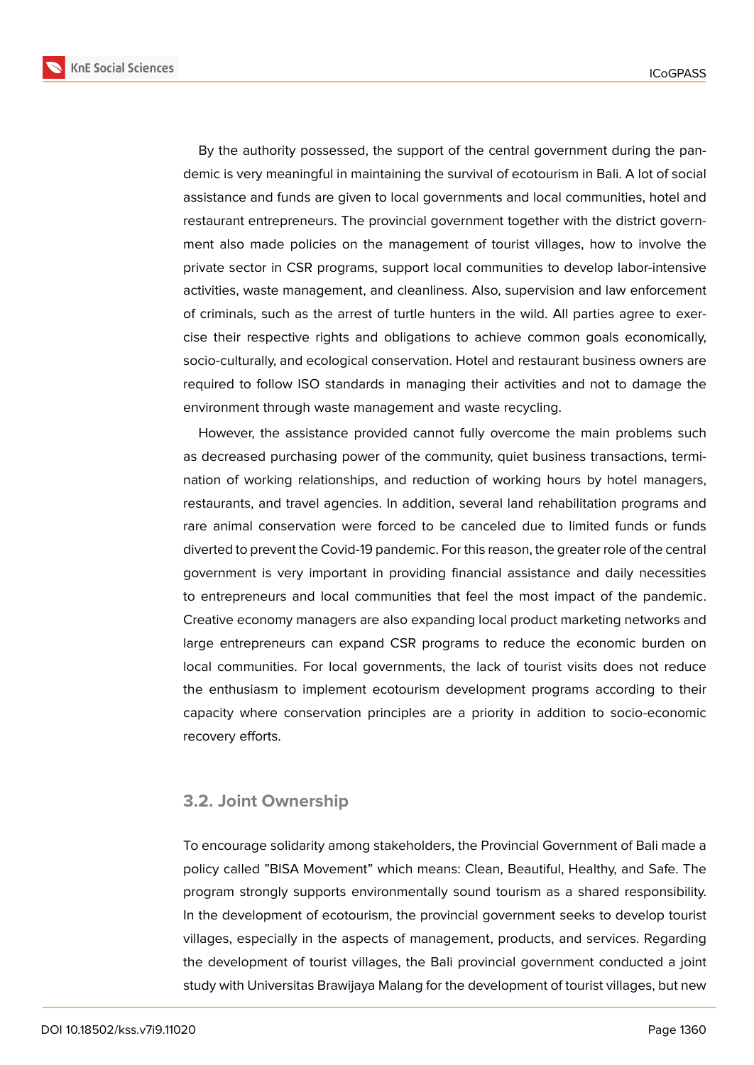By the authority possessed, the support of the central government during the pandemic is very meaningful in maintaining the survival of ecotourism in Bali. A lot of social assistance and funds are given to local governments and local communities, hotel and restaurant entrepreneurs. The provincial government together with the district government also made policies on the management of tourist villages, how to involve the private sector in CSR programs, support local communities to develop labor-intensive activities, waste management, and cleanliness. Also, supervision and law enforcement of criminals, such as the arrest of turtle hunters in the wild. All parties agree to exercise their respective rights and obligations to achieve common goals economically, socio-culturally, and ecological conservation. Hotel and restaurant business owners are required to follow ISO standards in managing their activities and not to damage the environment through waste management and waste recycling.

However, the assistance provided cannot fully overcome the main problems such as decreased purchasing power of the community, quiet business transactions, termination of working relationships, and reduction of working hours by hotel managers, restaurants, and travel agencies. In addition, several land rehabilitation programs and rare animal conservation were forced to be canceled due to limited funds or funds diverted to prevent the Covid-19 pandemic. For this reason, the greater role of the central government is very important in providing financial assistance and daily necessities to entrepreneurs and local communities that feel the most impact of the pandemic. Creative economy managers are also expanding local product marketing networks and large entrepreneurs can expand CSR programs to reduce the economic burden on local communities. For local governments, the lack of tourist visits does not reduce the enthusiasm to implement ecotourism development programs according to their capacity where conservation principles are a priority in addition to socio-economic recovery efforts.

### 3.2. Joint Ownership

To encourage solidarity among stakeholders, the Provincial Government of Bali made a policy called "BISA Movement" which means: Clean, Beautiful, Healthy, and Safe. The program strongly supports environmentally sound tourism as a shared responsibility. In the development of ecotourism, the provincial government seeks to develop tourist villages, especially in the aspects of management, products, and services. Regarding the development of tourist villages, the Bali provincial government conducted a joint study with Universitas Brawijaya Malang for the development of tourist villages, but new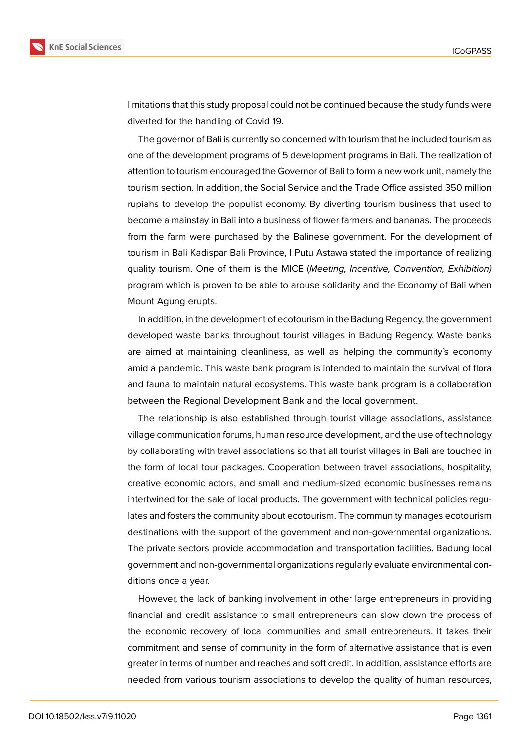limitations that this study proposal could not be continued because the study funds were diverted for the handling of Covid 19.

The governor of Bali is currently so concerned with tourism that he included tourism as one of the development programs of 5 development programs in Bali. The realization of attention to tourism encouraged the Governor of Bali to form a new work unit, namely the tourism section. In addition, the Social Service and the Trade Office assisted 350 million rupiahs to develop the populist economy. By diverting tourism business that used to become a mainstay in Bali into a business of flower farmers and bananas. The proceeds from the farm were purchased by the Balinese government. For the development of tourism in Bali Kadispar Bali Province, I Putu Astawa stated the importance of realizing quality tourism. One of them is the MICE (*Meeting, Incentive, Convention, Exhibition)* program which is proven to be able to arouse solidarity and the Economy of Bali when Mount Agung erupts.

In addition, in the development of ecotourism in the Badung Regency, the government developed waste banks throughout tourist villages in Badung Regency. Waste banks are aimed at maintaining cleanliness, as well as helping the community's economy amid a pandemic. This waste bank program is intended to maintain the survival of flora and fauna to maintain natural ecosystems. This waste bank program is a collaboration between the Regional Development Bank and the local government.

The relationship is also established through tourist village associations, assistance village communication forums, human resource development, and the use of technology by collaborating with travel associations so that all tourist villages in Bali are touched in the form of local tour packages. Cooperation between travel associations, hospitality, creative economic actors, and small and medium-sized economic businesses remains intertwined for the sale of local products. The government with technical policies regulates and fosters the community about ecotourism. The community manages ecotourism destinations with the support of the government and non-governmental organizations. The private sectors provide accommodation and transportation facilities. Badung local government and non-governmental organizations regularly evaluate environmental conditions once a year.

However, the lack of banking involvement in other large entrepreneurs in providing financial and credit assistance to small entrepreneurs can slow down the process of the economic recovery of local communities and small entrepreneurs. It takes their commitment and sense of community in the form of alternative assistance that is even greater in terms of number and reaches and soft credit. In addition, assistance efforts are needed from various tourism associations to develop the quality of human resources,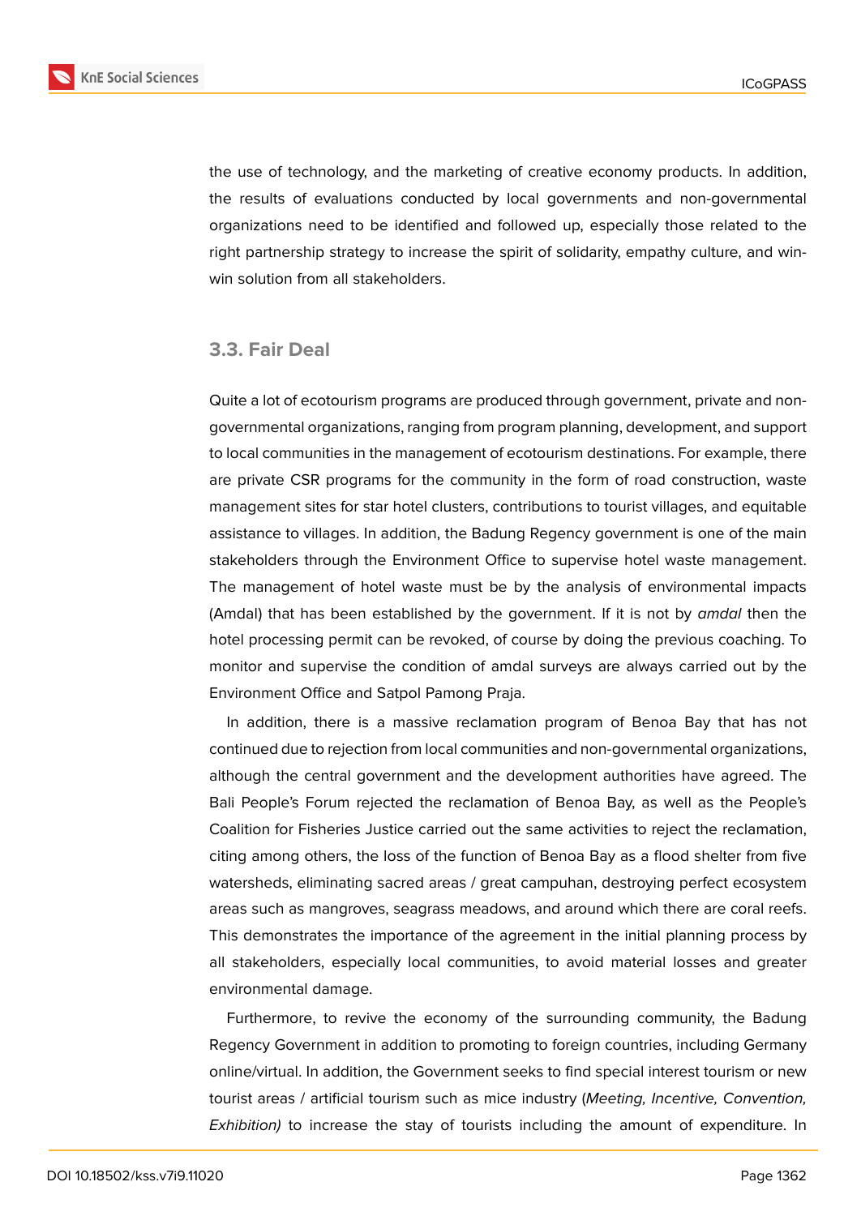the use of technology, and the marketing of creative economy products. In addition, the results of evaluations conducted by local governments and non-governmental organizations need to be identified and followed up, especially those related to the right partnership strategy to increase the spirit of solidarity, empathy culture, and win-win solution from all stakeholders.

### 3.3. Fair Deal

Quite a lot of ecotourism programs are produced through government, private and non-governmental organizations, ranging from program planning, development, and support to local communities in the management of ecotourism destinations. For example, there are private CSR programs for the community in the form of road construction, waste management sites for star hotel clusters, contributions to tourist villages, and equitable assistance to villages. In addition, the Badung Regency government is one of the main stakeholders through the Environment Office to supervise hotel waste management. The management of hotel waste must be by the analysis of environmental impacts (Amdal) that has been established by the government. If it is not by *amdal* then the hotel processing permit can be revoked, of course by doing the previous coaching. To monitor and supervise the condition of amdal surveys are always carried out by the Environment Office and Satpol Pamong Praja.

In addition, there is a massive reclamation program of Benoa Bay that has not continued due to rejection from local communities and non-governmental organizations, although the central government and the development authorities have agreed. The Bali People's Forum rejected the reclamation of Benoa Bay, as well as the People's Coalition for Fisheries Justice carried out the same activities to reject the reclamation, citing among others, the loss of the function of Benoa Bay as a flood shelter from five watersheds, eliminating sacred areas / great campuhan, destroying perfect ecosystem areas such as mangroves, seagrass meadows, and around which there are coral reefs. This demonstrates the importance of the agreement in the initial planning process by all stakeholders, especially local communities, to avoid material losses and greater environmental damage.

Furthermore, to revive the economy of the surrounding community, the Badung Regency Government in addition to promoting to foreign countries, including Germany online/virtual. In addition, the Government seeks to find special interest tourism or new tourist areas / artificial tourism such as mice industry (*Meeting, Incentive, Convention, Exhibition)* to increase the stay of tourists including the amount of expenditure. In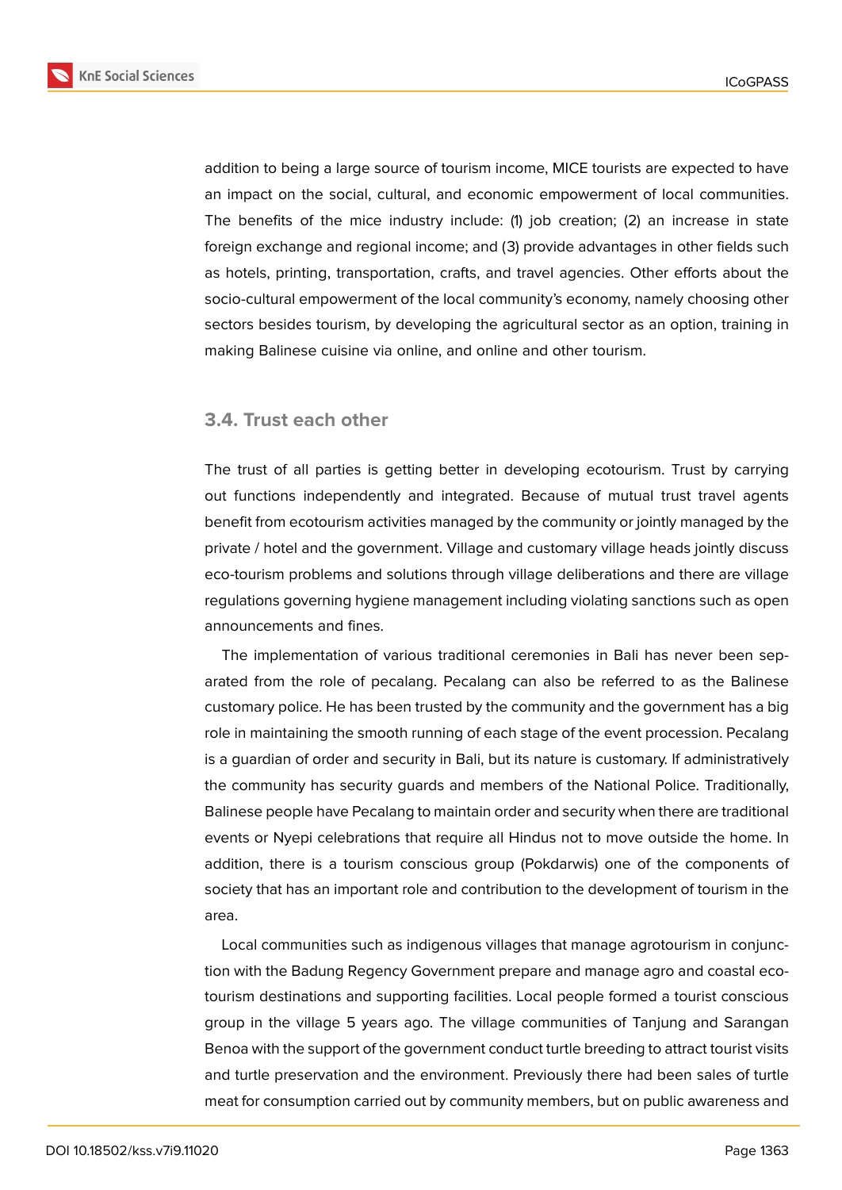addition to being a large source of tourism income, MICE tourists are expected to have an impact on the social, cultural, and economic empowerment of local communities. The benefits of the mice industry include: (1) job creation; (2) an increase in state foreign exchange and regional income; and (3) provide advantages in other fields such as hotels, printing, transportation, crafts, and travel agencies. Other efforts about the socio-cultural empowerment of the local community's economy, namely choosing other sectors besides tourism, by developing the agricultural sector as an option, training in making Balinese cuisine via online, and online and other tourism.

### 3.4. Trust each other

The trust of all parties is getting better in developing ecotourism. Trust by carrying out functions independently and integrated. Because of mutual trust travel agents benefit from ecotourism activities managed by the community or jointly managed by the private / hotel and the government. Village and customary village heads jointly discuss eco-tourism problems and solutions through village deliberations and there are village regulations governing hygiene management including violating sanctions such as open announcements and fines.

The implementation of various traditional ceremonies in Bali has never been separated from the role of pecalang. Pecalang can also be referred to as the Balinese customary police. He has been trusted by the community and the government has a big role in maintaining the smooth running of each stage of the event procession. Pecalang is a guardian of order and security in Bali, but its nature is customary. If administratively the community has security guards and members of the National Police. Traditionally, Balinese people have Pecalang to maintain order and security when there are traditional events or Nyepi celebrations that require all Hindus not to move outside the home. In addition, there is a tourism conscious group (Pokdarwis) one of the components of society that has an important role and contribution to the development of tourism in the area.

Local communities such as indigenous villages that manage agrotourism in conjunction with the Badung Regency Government prepare and manage agro and coastal eco-tourism destinations and supporting facilities. Local people formed a tourist conscious group in the village 5 years ago. The village communities of Tanjung and Sarangan Benoa with the support of the government conduct turtle breeding to attract tourist visits and turtle preservation and the environment. Previously there had been sales of turtle meat for consumption carried out by community members, but on public awareness and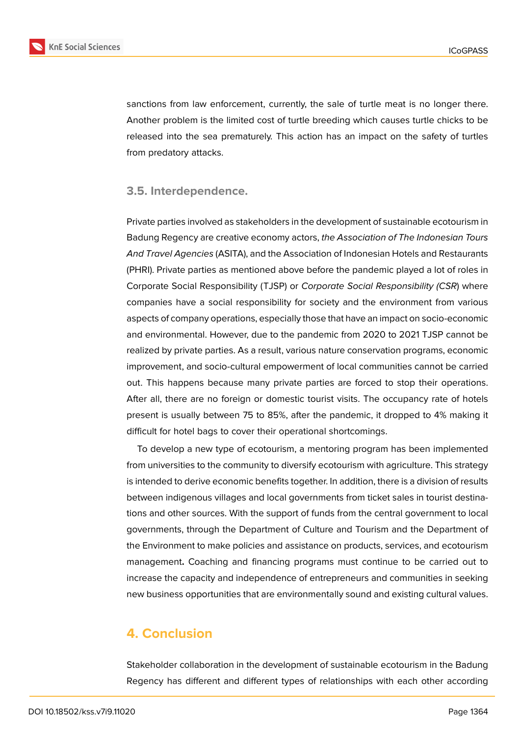sanctions from law enforcement, currently, the sale of turtle meat is no longer there. Another problem is the limited cost of turtle breeding which causes turtle chicks to be released into the sea prematurely. This action has an impact on the safety of turtles from predatory attacks.

### 3.5. Interdependence.

Private parties involved as stakeholders in the development of sustainable ecotourism in Badung Regency are creative economy actors, *the Association of The Indonesian Tours And Travel Agencies* (ASITA), and the Association of Indonesian Hotels and Restaurants (PHRI). Private parties as mentioned above before the pandemic played a lot of roles in Corporate Social Responsibility (TJSP) or *Corporate Social Responsibility (CSR*) where companies have a social responsibility for society and the environment from various aspects of company operations, especially those that have an impact on socio-economic and environmental. However, due to the pandemic from 2020 to 2021 TJSP cannot be realized by private parties. As a result, various nature conservation programs, economic improvement, and socio-cultural empowerment of local communities cannot be carried out. This happens because many private parties are forced to stop their operations. After all, there are no foreign or domestic tourist visits. The occupancy rate of hotels present is usually between 75 to 85%, after the pandemic, it dropped to 4% making it difficult for hotel bags to cover their operational shortcomings.

To develop a new type of ecotourism, a mentoring program has been implemented from universities to the community to diversify ecotourism with agriculture. This strategy is intended to derive economic benefits together. In addition, there is a division of results between indigenous villages and local governments from ticket sales in tourist destinations and other sources. With the support of funds from the central government to local governments, through the Department of Culture and Tourism and the Department of the Environment to make policies and assistance on products, services, and ecotourism management**.** Coaching and financing programs must continue to be carried out to increase the capacity and independence of entrepreneurs and communities in seeking new business opportunities that are environmentally sound and existing cultural values.

## 4. Conclusion

Stakeholder collaboration in the development of sustainable ecotourism in the Badung Regency has different and different types of relationships with each other according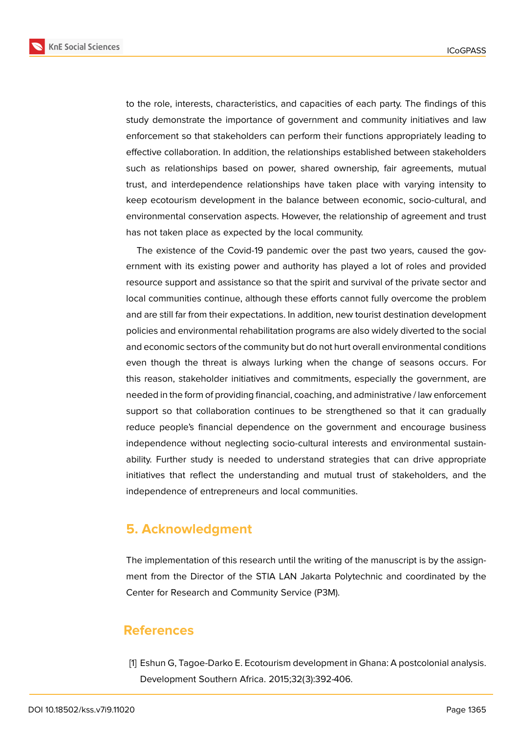to the role, interests, characteristics, and capacities of each party. The findings of this study demonstrate the importance of government and community initiatives and law enforcement so that stakeholders can perform their functions appropriately leading to effective collaboration. In addition, the relationships established between stakeholders such as relationships based on power, shared ownership, fair agreements, mutual trust, and interdependence relationships have taken place with varying intensity to keep ecotourism development in the balance between economic, socio-cultural, and environmental conservation aspects. However, the relationship of agreement and trust has not taken place as expected by the local community.

The existence of the Covid-19 pandemic over the past two years, caused the government with its existing power and authority has played a lot of roles and provided resource support and assistance so that the spirit and survival of the private sector and local communities continue, although these efforts cannot fully overcome the problem and are still far from their expectations. In addition, new tourist destination development policies and environmental rehabilitation programs are also widely diverted to the social and economic sectors of the community but do not hurt overall environmental conditions even though the threat is always lurking when the change of seasons occurs. For this reason, stakeholder initiatives and commitments, especially the government, are needed in the form of providing financial, coaching, and administrative / law enforcement support so that collaboration continues to be strengthened so that it can gradually reduce people's financial dependence on the government and encourage business independence without neglecting socio-cultural interests and environmental sustainability. Further study is needed to understand strategies that can drive appropriate initiatives that reflect the understanding and mutual trust of stakeholders, and the independence of entrepreneurs and local communities.

## 5. Acknowledgment

The implementation of this research until the writing of the manuscript is by the assignment from the Director of the STIA LAN Jakarta Polytechnic and coordinated by the Center for Research and Community Service (P3M).

## References

[1] Eshun G, Tagoe-Darko E. Ecotourism development in Ghana: A postcolonial analysis. Development Southern Africa. 2015;32(3):392-406.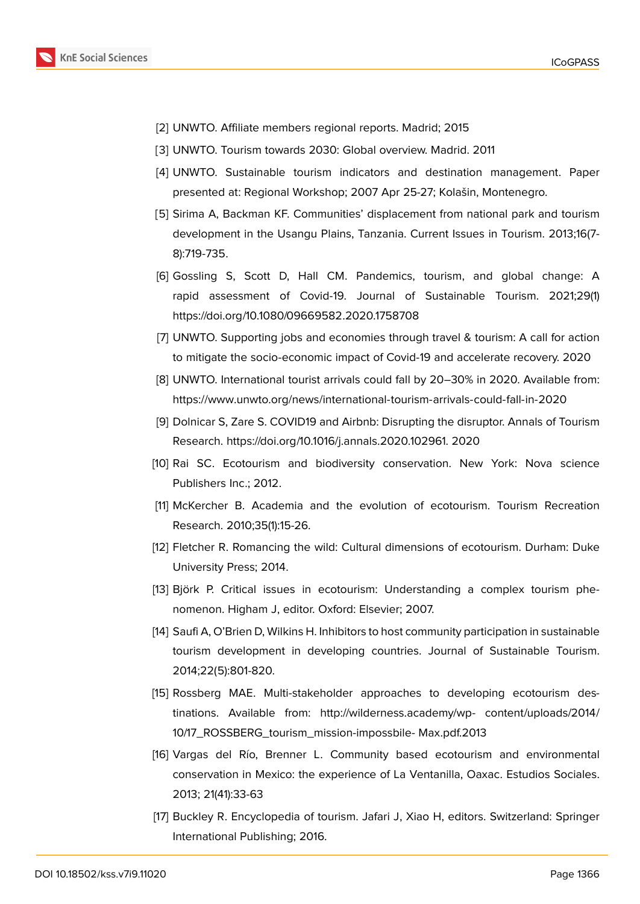[2] UNWTO. Affiliate members regional reports. Madrid; 2015

[3] UNWTO. Tourism towards 2030: Global overview. Madrid. 2011

[4] UNWTO. Sustainable tourism indicators and destination management. Paper presented at: Regional Workshop; 2007 Apr 25-27; Kolašin, Montenegro.

[5] Sirima A, Backman KF. Communities' displacement from national park and tourism development in the Usangu Plains, Tanzania. Current Issues in Tourism. 2013;16(7-8):719-735.

[6] Gossling S, Scott D, Hall CM. Pandemics, tourism, and global change: A rapid assessment of Covid-19. Journal of Sustainable Tourism. 2021;29(1) https://doi.org/10.1080/09669582.2020.1758708

[7] UNWTO. Supporting jobs and economies through travel & tourism: A call for action to mitigate the socio-economic impact of Covid-19 and accelerate recovery. 2020

[8] UNWTO. International tourist arrivals could fall by 20–30% in 2020. Available from: https://www.unwto.org/news/international-tourism-arrivals-could-fall-in-2020

[9] Dolnicar S, Zare S. COVID19 and Airbnb: Disrupting the disruptor. Annals of Tourism Research. https://doi.org/10.1016/j.annals.2020.102961. 2020

[10] Rai SC. Ecotourism and biodiversity conservation. New York: Nova science Publishers Inc.; 2012.

[11] McKercher B. Academia and the evolution of ecotourism. Tourism Recreation Research. 2010;35(1):15-26.

[12] Fletcher R. Romancing the wild: Cultural dimensions of ecotourism. Durham: Duke University Press; 2014.

[13] Björk P. Critical issues in ecotourism: Understanding a complex tourism phenomenon. Higham J, editor. Oxford: Elsevier; 2007.

[14] Saufi A, O'Brien D, Wilkins H. Inhibitors to host community participation in sustainable tourism development in developing countries. Journal of Sustainable Tourism. 2014;22(5):801-820.

[15] Rossberg MAE. Multi-stakeholder approaches to developing ecotourism destinations. Available from: http://wilderness.academy/wp- content/uploads/2014/10/17_ROSSBERG_tourism_mission-impossbile- Max.pdf.2013

[16] Vargas del Río, Brenner L. Community based ecotourism and environmental conservation in Mexico: the experience of La Ventanilla, Oaxac. Estudios Sociales. 2013; 21(41):33-63

[17] Buckley R. Encyclopedia of tourism. Jafari J, Xiao H, editors. Switzerland: Springer International Publishing; 2016.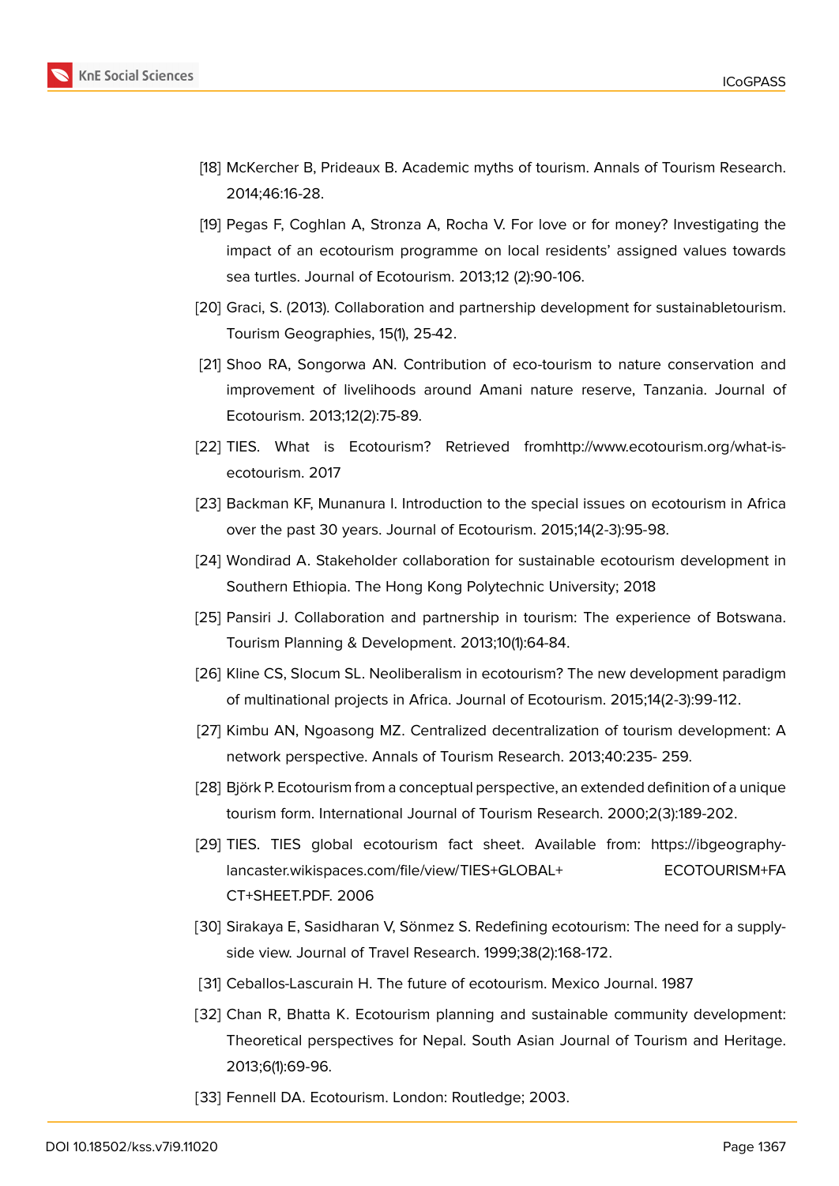[18] McKercher B, Prideaux B. Academic myths of tourism. Annals of Tourism Research. 2014;46:16-28.

[19] Pegas F, Coghlan A, Stronza A, Rocha V. For love or for money? Investigating the impact of an ecotourism programme on local residents' assigned values towards sea turtles. Journal of Ecotourism. 2013;12 (2):90-106.

[20] Graci, S. (2013). Collaboration and partnership development for sustainabletourism. Tourism Geographies, 15(1), 25-42.

[21] Shoo RA, Songorwa AN. Contribution of eco-tourism to nature conservation and improvement of livelihoods around Amani nature reserve, Tanzania. Journal of Ecotourism. 2013;12(2):75-89.

[22] TIES. What is Ecotourism? Retrieved fromhttp://www.ecotourism.org/what-is-ecotourism. 2017

[23] Backman KF, Munanura I. Introduction to the special issues on ecotourism in Africa over the past 30 years. Journal of Ecotourism. 2015;14(2-3):95-98.

[24] Wondirad A. Stakeholder collaboration for sustainable ecotourism development in Southern Ethiopia. The Hong Kong Polytechnic University; 2018

[25] Pansiri J. Collaboration and partnership in tourism: The experience of Botswana. Tourism Planning & Development. 2013;10(1):64-84.

[26] Kline CS, Slocum SL. Neoliberalism in ecotourism? The new development paradigm of multinational projects in Africa. Journal of Ecotourism. 2015;14(2-3):99-112.

[27] Kimbu AN, Ngoasong MZ. Centralized decentralization of tourism development: A network perspective. Annals of Tourism Research. 2013;40:235- 259.

[28] Björk P. Ecotourism from a conceptual perspective, an extended definition of a unique tourism form. International Journal of Tourism Research. 2000;2(3):189-202.

[29] TIES. TIES global ecotourism fact sheet. Available from: https://ibgeography-lancaster.wikispaces.com/file/view/TIES+GLOBAL+ ECOTOURISM+FACT+SHEET.PDF. 2006

[30] Sirakaya E, Sasidharan V, Sönmez S. Redefining ecotourism: The need for a supply-side view. Journal of Travel Research. 1999;38(2):168-172.

[31] Ceballos-Lascurain H. The future of ecotourism. Mexico Journal. 1987

[32] Chan R, Bhatta K. Ecotourism planning and sustainable community development: Theoretical perspectives for Nepal. South Asian Journal of Tourism and Heritage. 2013;6(1):69-96.

[33] Fennell DA. Ecotourism. London: Routledge; 2003.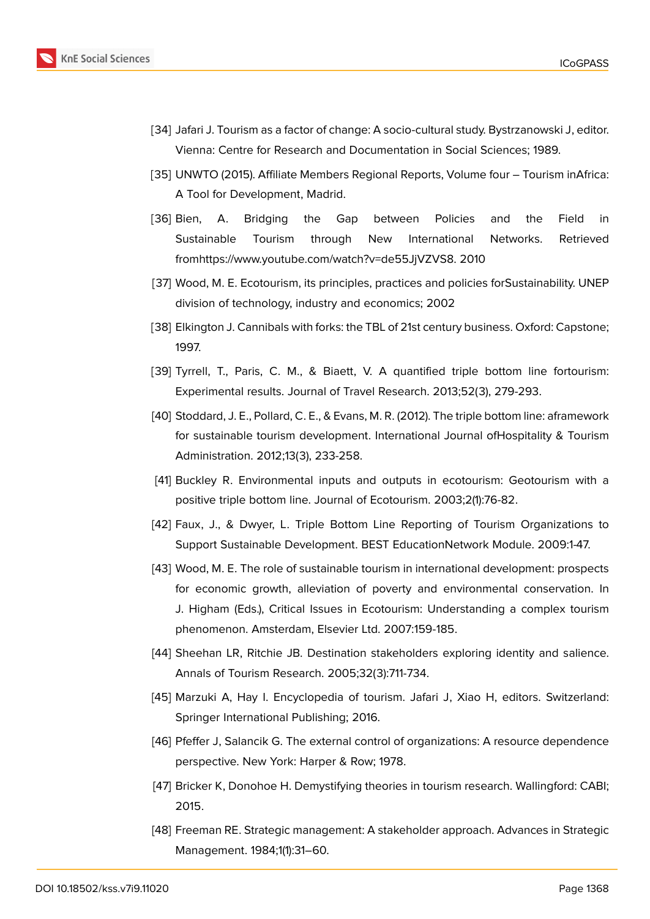[34] Jafari J. Tourism as a factor of change: A socio-cultural study. Bystrzanowski J, editor. Vienna: Centre for Research and Documentation in Social Sciences; 1989.

[35] UNWTO (2015). Affiliate Members Regional Reports, Volume four – Tourism inAfrica: A Tool for Development, Madrid.

[36] Bien, A. Bridging the Gap between Policies and the Field in Sustainable Tourism through New International Networks. Retrieved fromhttps://www.youtube.com/watch?v=de55JjVZVS8. 2010

[37] Wood, M. E. Ecotourism, its principles, practices and policies forSustainability. UNEP division of technology, industry and economics; 2002

[38] Elkington J. Cannibals with forks: the TBL of 21st century business. Oxford: Capstone; 1997.

[39] Tyrrell, T., Paris, C. M., & Biaett, V. A quantified triple bottom line fortourism: Experimental results. Journal of Travel Research. 2013;52(3), 279-293.

[40] Stoddard, J. E., Pollard, C. E., & Evans, M. R. (2012). The triple bottom line: aframework for sustainable tourism development. International Journal ofHospitality & Tourism Administration. 2012;13(3), 233-258.

[41] Buckley R. Environmental inputs and outputs in ecotourism: Geotourism with a positive triple bottom line. Journal of Ecotourism. 2003;2(1):76-82.

[42] Faux, J., & Dwyer, L. Triple Bottom Line Reporting of Tourism Organizations to Support Sustainable Development. BEST EducationNetwork Module. 2009:1-47.

[43] Wood, M. E. The role of sustainable tourism in international development: prospects for economic growth, alleviation of poverty and environmental conservation. In J. Higham (Eds.), Critical Issues in Ecotourism: Understanding a complex tourism phenomenon. Amsterdam, Elsevier Ltd. 2007:159-185.

[44] Sheehan LR, Ritchie JB. Destination stakeholders exploring identity and salience. Annals of Tourism Research. 2005;32(3):711-734.

[45] Marzuki A, Hay I. Encyclopedia of tourism. Jafari J, Xiao H, editors. Switzerland: Springer International Publishing; 2016.

[46] Pfeffer J, Salancik G. The external control of organizations: A resource dependence perspective. New York: Harper & Row; 1978.

[47] Bricker K, Donohoe H. Demystifying theories in tourism research. Wallingford: CABI; 2015.

[48] Freeman RE. Strategic management: A stakeholder approach. Advances in Strategic Management. 1984;1(1):31–60.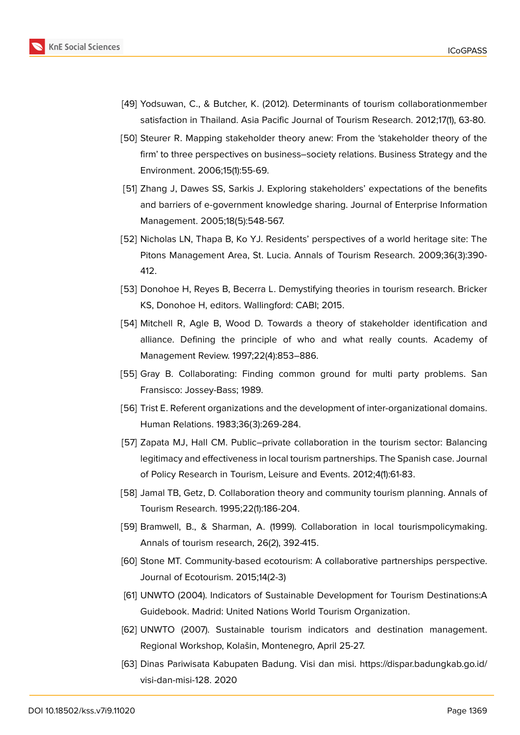[49] Yodsuwan, C., & Butcher, K. (2012). Determinants of tourism collaborationmember satisfaction in Thailand. Asia Pacific Journal of Tourism Research. 2012;17(1), 63-80.

[50] Steurer R. Mapping stakeholder theory anew: From the 'stakeholder theory of the firm' to three perspectives on business–society relations. Business Strategy and the Environment. 2006;15(1):55-69.

[51] Zhang J, Dawes SS, Sarkis J. Exploring stakeholders' expectations of the benefits and barriers of e-government knowledge sharing. Journal of Enterprise Information Management. 2005;18(5):548-567.

[52] Nicholas LN, Thapa B, Ko YJ. Residents' perspectives of a world heritage site: The Pitons Management Area, St. Lucia. Annals of Tourism Research. 2009;36(3):390-412.

[53] Donohoe H, Reyes B, Becerra L. Demystifying theories in tourism research. Bricker KS, Donohoe H, editors. Wallingford: CABI; 2015.

[54] Mitchell R, Agle B, Wood D. Towards a theory of stakeholder identification and alliance. Defining the principle of who and what really counts. Academy of Management Review. 1997;22(4):853–886.

[55] Gray B. Collaborating: Finding common ground for multi party problems. San Fransisco: Jossey-Bass; 1989.

[56] Trist E. Referent organizations and the development of inter-organizational domains. Human Relations. 1983;36(3):269-284.

[57] Zapata MJ, Hall CM. Public–private collaboration in the tourism sector: Balancing legitimacy and effectiveness in local tourism partnerships. The Spanish case. Journal of Policy Research in Tourism, Leisure and Events. 2012;4(1):61-83.

[58] Jamal TB, Getz, D. Collaboration theory and community tourism planning. Annals of Tourism Research. 1995;22(1):186-204.

[59] Bramwell, B., & Sharman, A. (1999). Collaboration in local tourismpolicymaking. Annals of tourism research, 26(2), 392-415.

[60] Stone MT. Community-based ecotourism: A collaborative partnerships perspective. Journal of Ecotourism. 2015;14(2-3)

[61] UNWTO (2004). Indicators of Sustainable Development for Tourism Destinations:A Guidebook. Madrid: United Nations World Tourism Organization.

[62] UNWTO (2007). Sustainable tourism indicators and destination management. Regional Workshop, Kolašin, Montenegro, April 25-27.

[63] Dinas Pariwisata Kabupaten Badung. Visi dan misi. https://dispar.badungkab.go.id/visi-dan-misi-128. 2020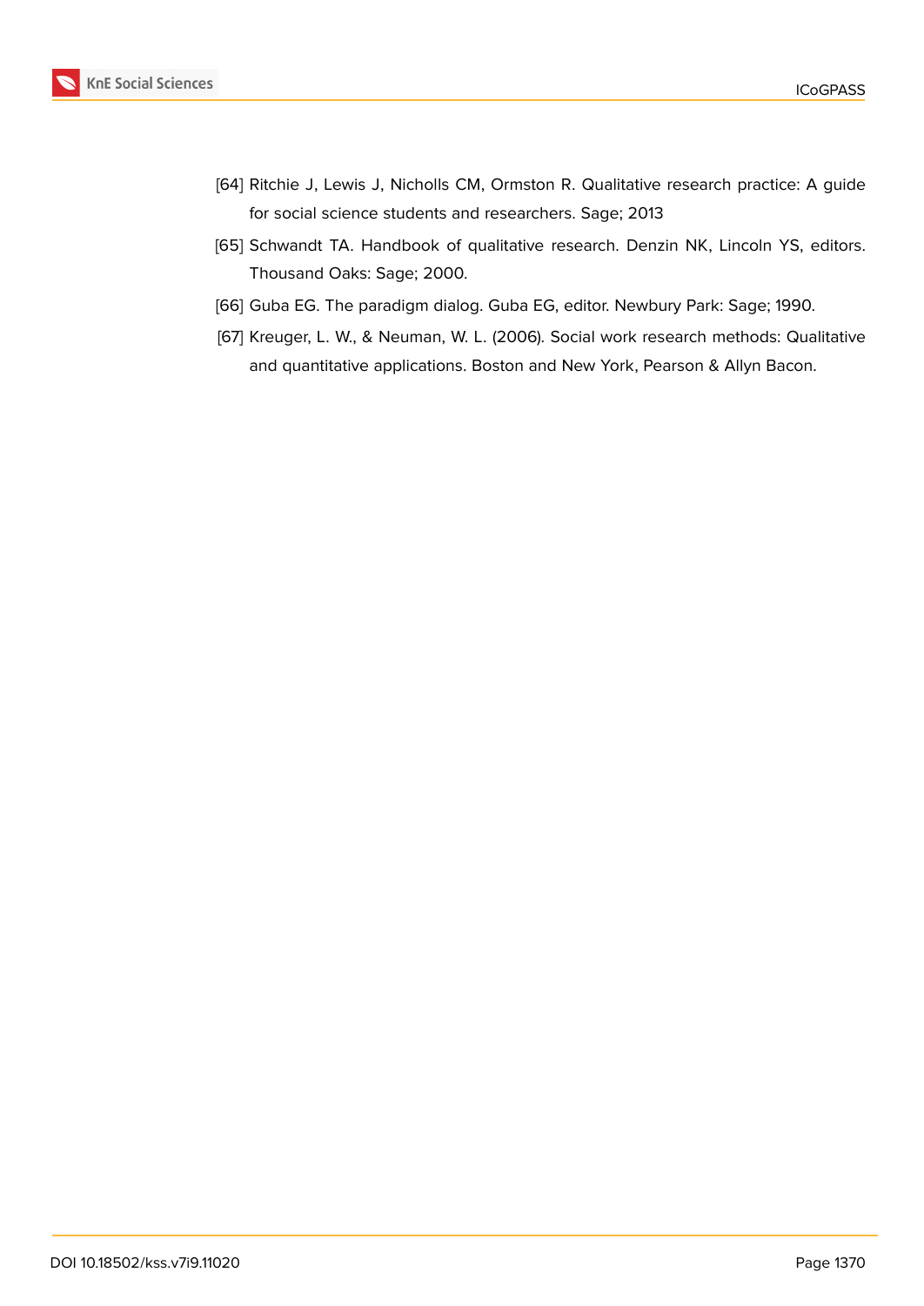[64] Ritchie J, Lewis J, Nicholls CM, Ormston R. Qualitative research practice: A guide for social science students and researchers. Sage; 2013

[65] Schwandt TA. Handbook of qualitative research. Denzin NK, Lincoln YS, editors. Thousand Oaks: Sage; 2000.

[66] Guba EG. The paradigm dialog. Guba EG, editor. Newbury Park: Sage; 1990.

[67] Kreuger, L. W., & Neuman, W. L. (2006). Social work research methods: Qualitative and quantitative applications. Boston and New York, Pearson & Allyn Bacon.